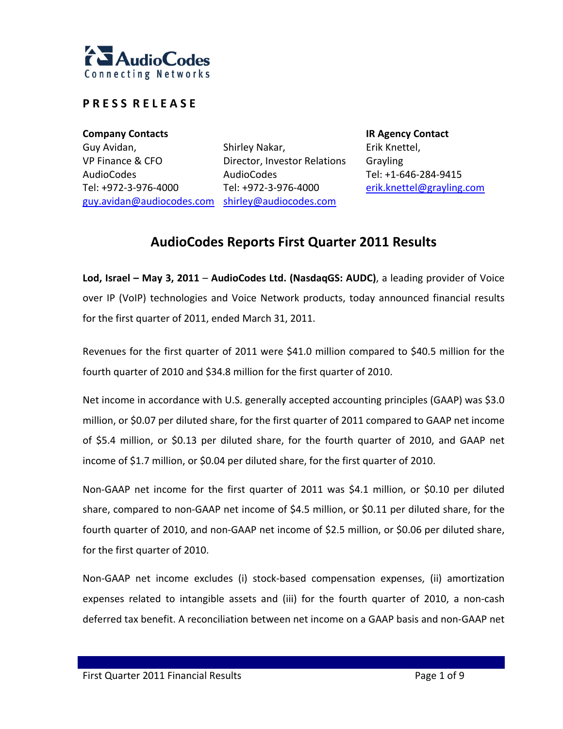**PRESS RELEASE**

**Company Contacts**

Guy Avidan,
VP Finance & CFO
AudioCodes
Tel: +972-3-976-4000
guy.avidan@audiocodes.com

Shirley Nakar,
Director, Investor Relations
AudioCodes
Tel: +972-3-976-4000
shirley@audiocodes.com

**IR Agency Contact**

Erik Knettel,
Grayling
Tel: +1-646-284-9415
erik.knettel@grayling.com

# AudioCodes Reports First Quarter 2011 Results

**Lod, Israel – May 3, 2011** – **AudioCodes Ltd. (NasdaqGS: AUDC)**, a leading provider of Voice over IP (VoIP) technologies and Voice Network products, today announced financial results for the first quarter of 2011, ended March 31, 2011.

Revenues for the first quarter of 2011 were $41.0 million compared to $40.5 million for the fourth quarter of 2010 and $34.8 million for the first quarter of 2010.

Net income in accordance with U.S. generally accepted accounting principles (GAAP) was $3.0 million, or $0.07 per diluted share, for the first quarter of 2011 compared to GAAP net income of $5.4 million, or $0.13 per diluted share, for the fourth quarter of 2010, and GAAP net income of $1.7 million, or $0.04 per diluted share, for the first quarter of 2010.

Non-GAAP net income for the first quarter of 2011 was $4.1 million, or $0.10 per diluted share, compared to non-GAAP net income of $4.5 million, or $0.11 per diluted share, for the fourth quarter of 2010, and non-GAAP net income of $2.5 million, or $0.06 per diluted share, for the first quarter of 2010.

Non-GAAP net income excludes (i) stock-based compensation expenses, (ii) amortization expenses related to intangible assets and (iii) for the fourth quarter of 2010, a non-cash deferred tax benefit. A reconciliation between net income on a GAAP basis and non-GAAP net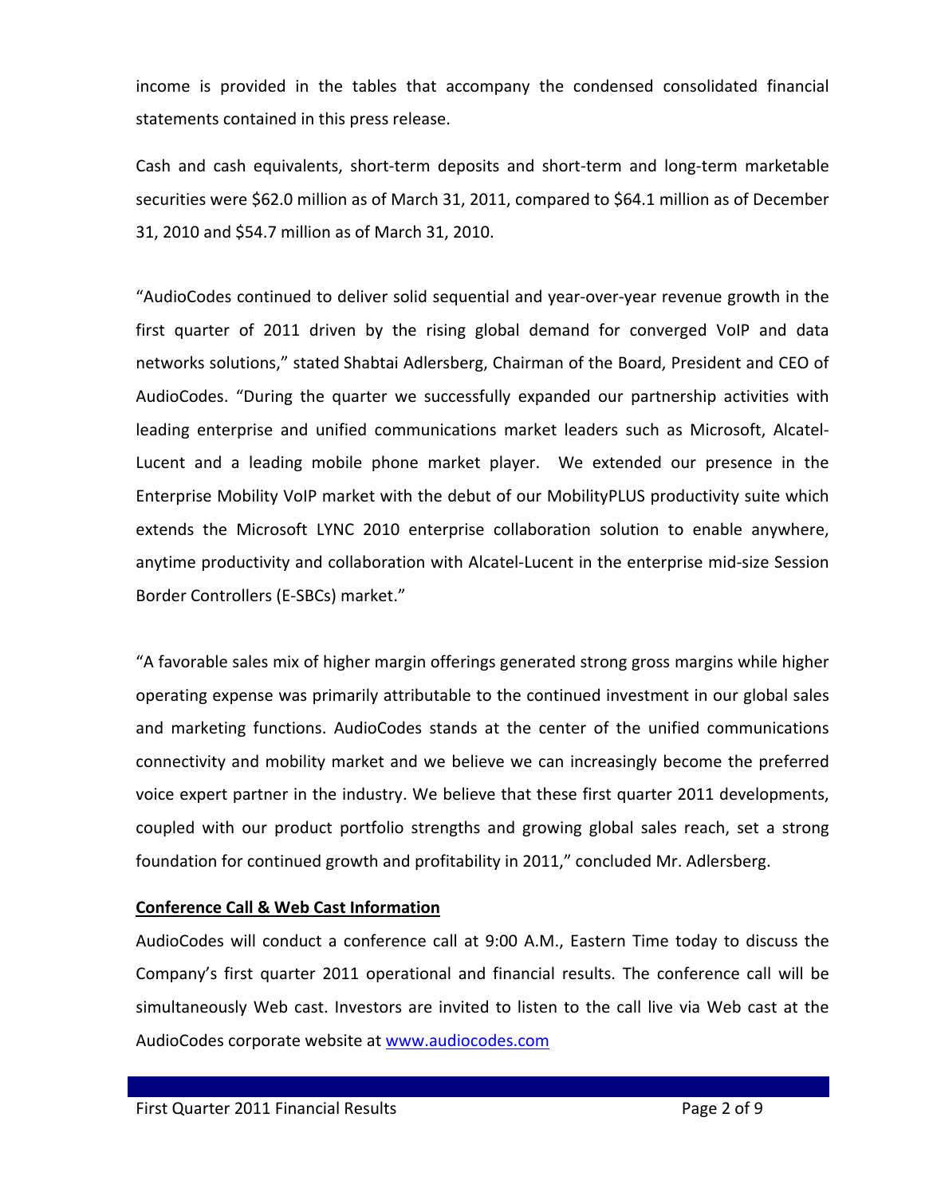income is provided in the tables that accompany the condensed consolidated financial statements contained in this press release.

Cash and cash equivalents, short-term deposits and short-term and long-term marketable securities were $62.0 million as of March 31, 2011, compared to $64.1 million as of December 31, 2010 and $54.7 million as of March 31, 2010.

"AudioCodes continued to deliver solid sequential and year-over-year revenue growth in the first quarter of 2011 driven by the rising global demand for converged VoIP and data networks solutions," stated Shabtai Adlersberg, Chairman of the Board, President and CEO of AudioCodes. "During the quarter we successfully expanded our partnership activities with leading enterprise and unified communications market leaders such as Microsoft, Alcatel-Lucent and a leading mobile phone market player. We extended our presence in the Enterprise Mobility VoIP market with the debut of our MobilityPLUS productivity suite which extends the Microsoft LYNC 2010 enterprise collaboration solution to enable anywhere, anytime productivity and collaboration with Alcatel-Lucent in the enterprise mid-size Session Border Controllers (E-SBCs) market."

"A favorable sales mix of higher margin offerings generated strong gross margins while higher operating expense was primarily attributable to the continued investment in our global sales and marketing functions. AudioCodes stands at the center of the unified communications connectivity and mobility market and we believe we can increasingly become the preferred voice expert partner in the industry. We believe that these first quarter 2011 developments, coupled with our product portfolio strengths and growing global sales reach, set a strong foundation for continued growth and profitability in 2011," concluded Mr. Adlersberg.

**Conference Call & Web Cast Information**

AudioCodes will conduct a conference call at 9:00 A.M., Eastern Time today to discuss the Company's first quarter 2011 operational and financial results. The conference call will be simultaneously Web cast. Investors are invited to listen to the call live via Web cast at the AudioCodes corporate website at www.audiocodes.com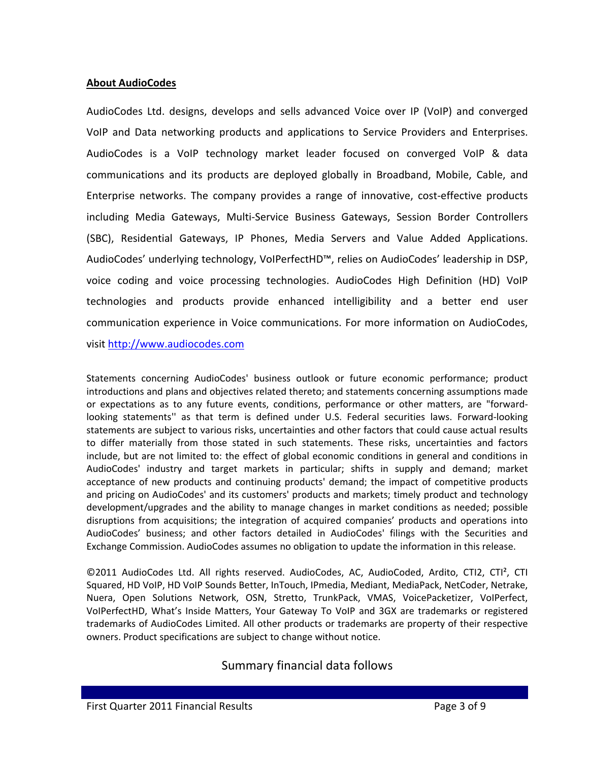**About AudioCodes**

AudioCodes Ltd. designs, develops and sells advanced Voice over IP (VoIP) and converged VoIP and Data networking products and applications to Service Providers and Enterprises. AudioCodes is a VoIP technology market leader focused on converged VoIP & data communications and its products are deployed globally in Broadband, Mobile, Cable, and Enterprise networks. The company provides a range of innovative, cost-effective products including Media Gateways, Multi-Service Business Gateways, Session Border Controllers (SBC), Residential Gateways, IP Phones, Media Servers and Value Added Applications. AudioCodes' underlying technology, VoIPerfectHD™, relies on AudioCodes' leadership in DSP, voice coding and voice processing technologies. AudioCodes High Definition (HD) VoIP technologies and products provide enhanced intelligibility and a better end user communication experience in Voice communications. For more information on AudioCodes, visit [http://www.audiocodes.com](http://www.audiocodes.com)

Statements concerning AudioCodes' business outlook or future economic performance; product introductions and plans and objectives related thereto; and statements concerning assumptions made or expectations as to any future events, conditions, performance or other matters, are "forward-looking statements'' as that term is defined under U.S. Federal securities laws. Forward-looking statements are subject to various risks, uncertainties and other factors that could cause actual results to differ materially from those stated in such statements. These risks, uncertainties and factors include, but are not limited to: the effect of global economic conditions in general and conditions in AudioCodes' industry and target markets in particular; shifts in supply and demand; market acceptance of new products and continuing products' demand; the impact of competitive products and pricing on AudioCodes' and its customers' products and markets; timely product and technology development/upgrades and the ability to manage changes in market conditions as needed; possible disruptions from acquisitions; the integration of acquired companies' products and operations into AudioCodes' business; and other factors detailed in AudioCodes' filings with the Securities and Exchange Commission. AudioCodes assumes no obligation to update the information in this release.

©2011 AudioCodes Ltd. All rights reserved. AudioCodes, AC, AudioCoded, Ardito, CTI2, CTI², CTI Squared, HD VoIP, HD VoIP Sounds Better, InTouch, IPmedia, Mediant, MediaPack, NetCoder, Netrake, Nuera, Open Solutions Network, OSN, Stretto, TrunkPack, VMAS, VoicePacketizer, VoIPerfect, VoIPerfectHD, What's Inside Matters, Your Gateway To VoIP and 3GX are trademarks or registered trademarks of AudioCodes Limited. All other products or trademarks are property of their respective owners. Product specifications are subject to change without notice.

Summary financial data follows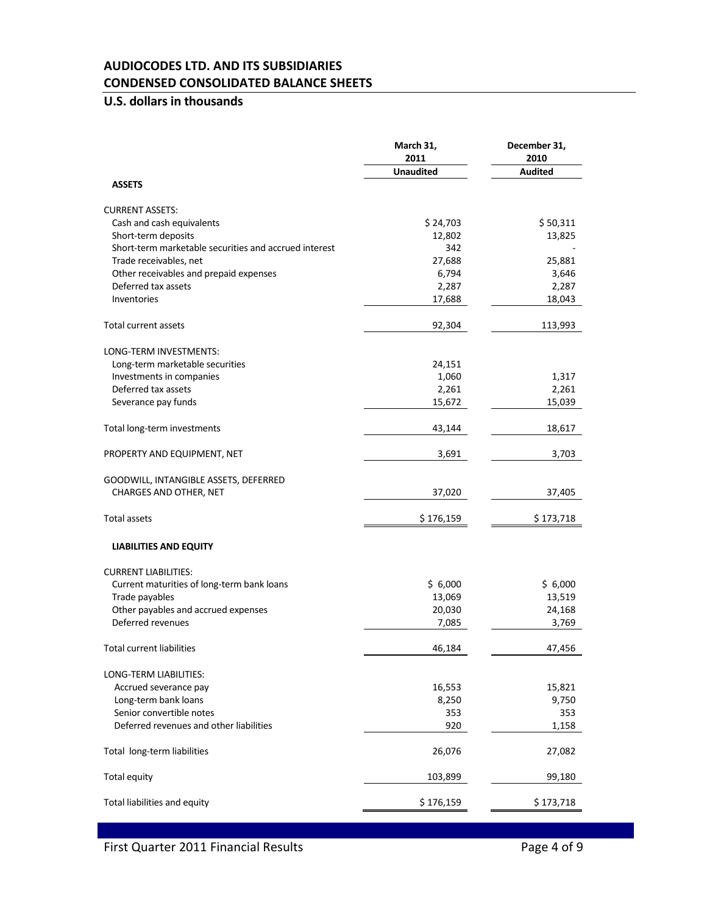# AUDIOCODES LTD. AND ITS SUBSIDIARIES

## CONDENSED CONSOLIDATED BALANCE SHEETS

### U.S. dollars in thousands

| | March 31, 2011 | December 31, 2010 |
|---|---|---|
| | Unaudited | Audited |
| **ASSETS** | | |
| CURRENT ASSETS: | | |
| Cash and cash equivalents | $ 24,703 | $ 50,311 |
| Short-term deposits | 12,802 | 13,825 |
| Short-term marketable securities and accrued interest | 342 | - |
| Trade receivables, net | 27,688 | 25,881 |
| Other receivables and prepaid expenses | 6,794 | 3,646 |
| Deferred tax assets | 2,287 | 2,287 |
| Inventories | 17,688 | 18,043 |
| Total current assets | 92,304 | 113,993 |
| LONG-TERM INVESTMENTS: | | |
| Long-term marketable securities | 24,151 | |
| Investments in companies | 1,060 | 1,317 |
| Deferred tax assets | 2,261 | 2,261 |
| Severance pay funds | 15,672 | 15,039 |
| Total long-term investments | 43,144 | 18,617 |
| PROPERTY AND EQUIPMENT, NET | 3,691 | 3,703 |
| GOODWILL, INTANGIBLE ASSETS, DEFERRED CHARGES AND OTHER, NET | 37,020 | 37,405 |
| Total assets | $ 176,159 | $ 173,718 |
| **LIABILITIES AND EQUITY** | | |
| CURRENT LIABILITIES: | | |
| Current maturities of long-term bank loans | $ 6,000 | $ 6,000 |
| Trade payables | 13,069 | 13,519 |
| Other payables and accrued expenses | 20,030 | 24,168 |
| Deferred revenues | 7,085 | 3,769 |
| Total current liabilities | 46,184 | 47,456 |
| LONG-TERM LIABILITIES: | | |
| Accrued severance pay | 16,553 | 15,821 |
| Long-term bank loans | 8,250 | 9,750 |
| Senior convertible notes | 353 | 353 |
| Deferred revenues and other liabilities | 920 | 1,158 |
| Total long-term liabilities | 26,076 | 27,082 |
| Total equity | 103,899 | 99,180 |
| Total liabilities and equity | $ 176,159 | $ 173,718 |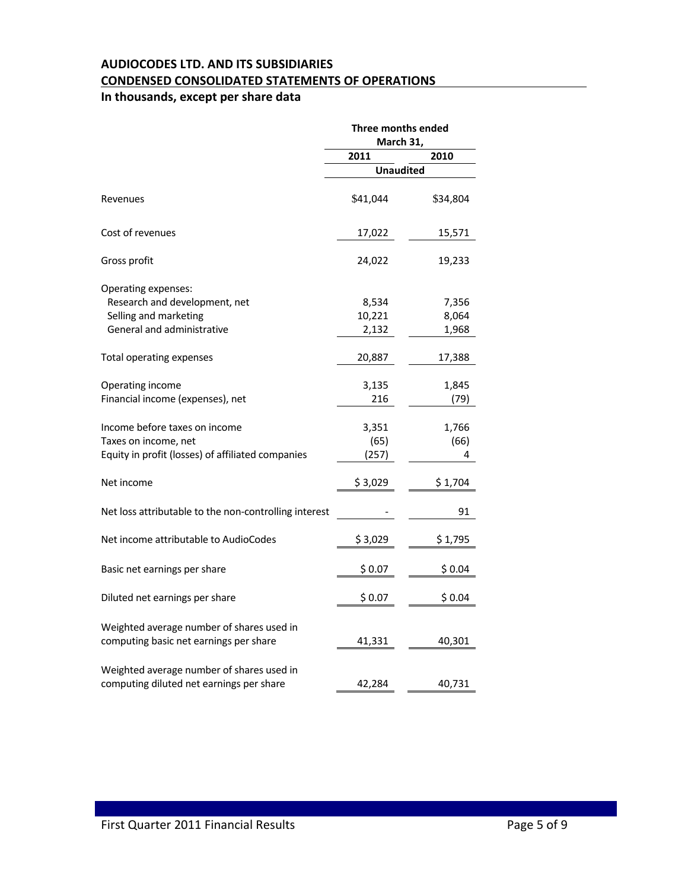**AUDIOCODES LTD. AND ITS SUBSIDIARIES**

**CONDENSED CONSOLIDATED STATEMENTS OF OPERATIONS**

**In thousands, except per share data**

| | Three months ended March 31, | |
|---|---|---|
| | 2011 | 2010 |
| | Unaudited | |
| Revenues | $41,044 | $34,804 |
| Cost of revenues | 17,022 | 15,571 |
| Gross profit | 24,022 | 19,233 |
| Operating expenses: | | |
| Research and development, net | 8,534 | 7,356 |
| Selling and marketing | 10,221 | 8,064 |
| General and administrative | 2,132 | 1,968 |
| Total operating expenses | 20,887 | 17,388 |
| Operating income | 3,135 | 1,845 |
| Financial income (expenses), net | 216 | (79) |
| Income before taxes on income | 3,351 | 1,766 |
| Taxes on income, net | (65) | (66) |
| Equity in profit (losses) of affiliated companies | (257) | 4 |
| Net income | $ 3,029 | $ 1,704 |
| Net loss attributable to the non-controlling interest | - | 91 |
| Net income attributable to AudioCodes | $ 3,029 | $ 1,795 |
| Basic net earnings per share | $ 0.07 | $ 0.04 |
| Diluted net earnings per share | $ 0.07 | $ 0.04 |
| Weighted average number of shares used in computing basic net earnings per share | 41,331 | 40,301 |
| Weighted average number of shares used in computing diluted net earnings per share | 42,284 | 40,731 |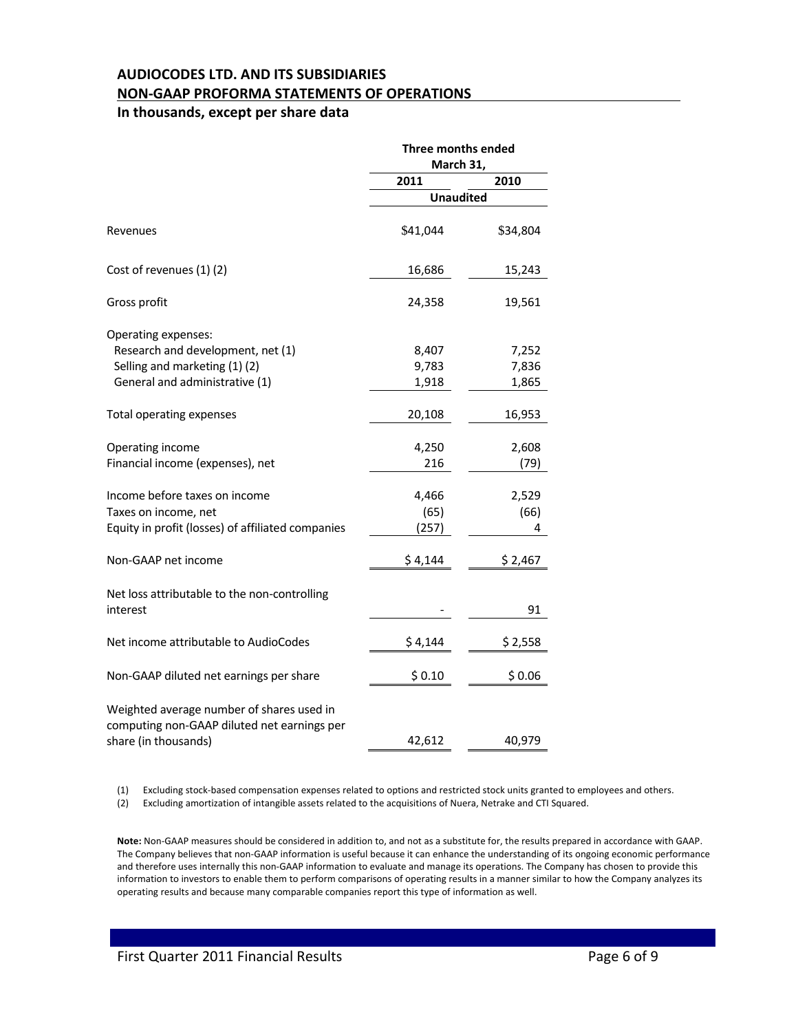## AUDIOCODES LTD. AND ITS SUBSIDIARIES

## NON-GAAP PROFORMA STATEMENTS OF OPERATIONS

### In thousands, except per share data

| | Three months ended March 31, | |
|---|---|---|
| | 2011 | 2010 |
| | Unaudited | |
| Revenues | $41,044 | $34,804 |
| Cost of revenues (1) (2) | 16,686 | 15,243 |
| Gross profit | 24,358 | 19,561 |
| Operating expenses: | | |
| Research and development, net (1) | 8,407 | 7,252 |
| Selling and marketing (1) (2) | 9,783 | 7,836 |
| General and administrative (1) | 1,918 | 1,865 |
| Total operating expenses | 20,108 | 16,953 |
| Operating income | 4,250 | 2,608 |
| Financial income (expenses), net | 216 | (79) |
| Income before taxes on income | 4,466 | 2,529 |
| Taxes on income, net | (65) | (66) |
| Equity in profit (losses) of affiliated companies | (257) | 4 |
| Non-GAAP net income | $ 4,144 | $ 2,467 |
| Net loss attributable to the non-controlling interest | - | 91 |
| Net income attributable to AudioCodes | $ 4,144 | $ 2,558 |
| Non-GAAP diluted net earnings per share | $ 0.10 | $ 0.06 |
| Weighted average number of shares used in computing non-GAAP diluted net earnings per share (in thousands) | 42,612 | 40,979 |

(1) Excluding stock-based compensation expenses related to options and restricted stock units granted to employees and others.

(2) Excluding amortization of intangible assets related to the acquisitions of Nuera, Netrake and CTI Squared.

**Note:** Non-GAAP measures should be considered in addition to, and not as a substitute for, the results prepared in accordance with GAAP. The Company believes that non-GAAP information is useful because it can enhance the understanding of its ongoing economic performance and therefore uses internally this non-GAAP information to evaluate and manage its operations. The Company has chosen to provide this information to investors to enable them to perform comparisons of operating results in a manner similar to how the Company analyzes its operating results and because many comparable companies report this type of information as well.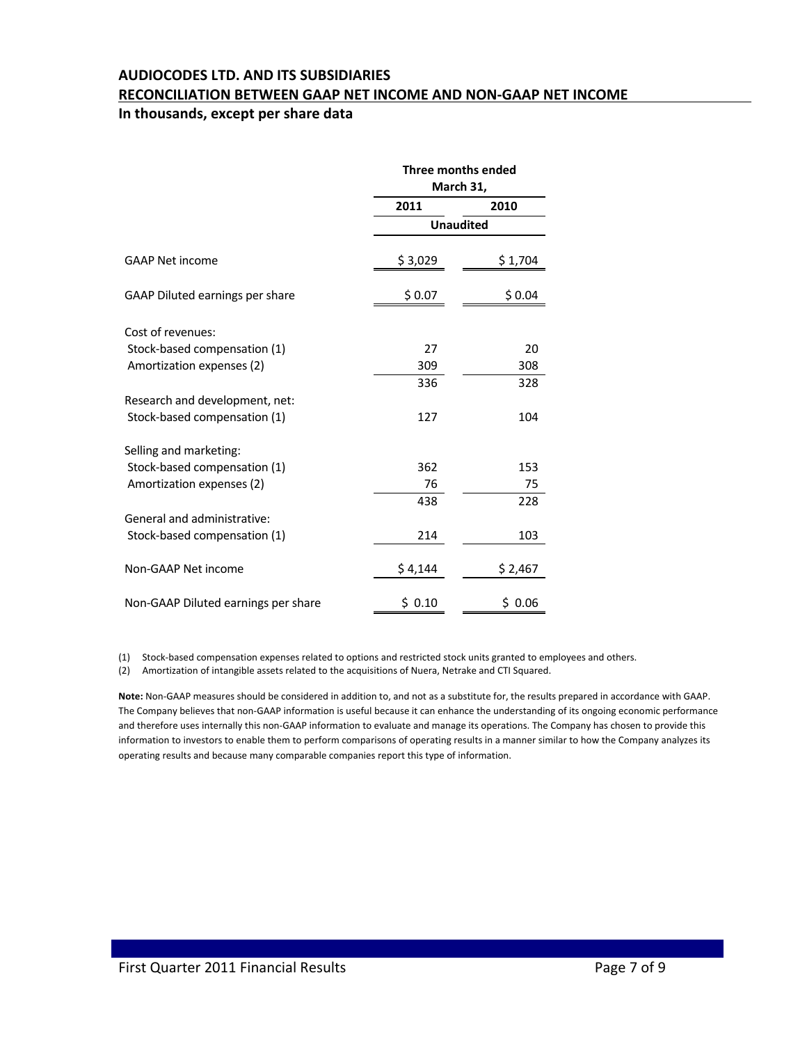**AUDIOCODES LTD. AND ITS SUBSIDIARIES**

**RECONCILIATION BETWEEN GAAP NET INCOME AND NON-GAAP NET INCOME**

**In thousands, except per share data**

| | Three months ended March 31, | |
|---|---|---|
| | 2011 | 2010 |
| | Unaudited | |
| GAAP Net income | $ 3,029 | $ 1,704 |
| GAAP Diluted earnings per share | $ 0.07 | $ 0.04 |
| Cost of revenues: | | |
| Stock-based compensation (1) | 27 | 20 |
| Amortization expenses (2) | 309 | 308 |
| | 336 | 328 |
| Research and development, net: | | |
| Stock-based compensation (1) | 127 | 104 |
| Selling and marketing: | | |
| Stock-based compensation (1) | 362 | 153 |
| Amortization expenses (2) | 76 | 75 |
| | 438 | 228 |
| General and administrative: | | |
| Stock-based compensation (1) | 214 | 103 |
| Non-GAAP Net income | $ 4,144 | $ 2,467 |
| Non-GAAP Diluted earnings per share | $ 0.10 | $ 0.06 |

(1) Stock-based compensation expenses related to options and restricted stock units granted to employees and others.

(2) Amortization of intangible assets related to the acquisitions of Nuera, Netrake and CTI Squared.

**Note:** Non-GAAP measures should be considered in addition to, and not as a substitute for, the results prepared in accordance with GAAP. The Company believes that non-GAAP information is useful because it can enhance the understanding of its ongoing economic performance and therefore uses internally this non-GAAP information to evaluate and manage its operations. The Company has chosen to provide this information to investors to enable them to perform comparisons of operating results in a manner similar to how the Company analyzes its operating results and because many comparable companies report this type of information.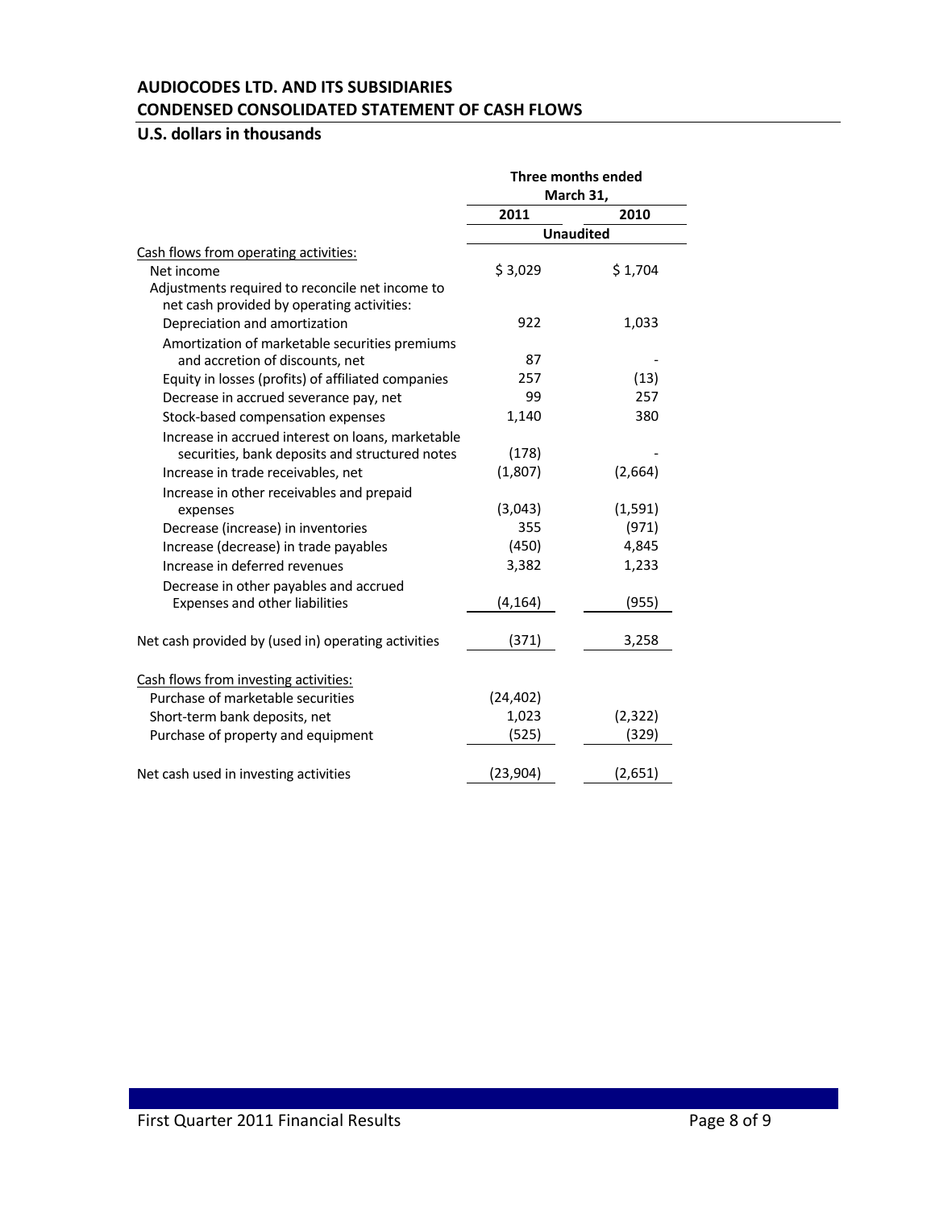**AUDIOCODES LTD. AND ITS SUBSIDIARIES**
**CONDENSED CONSOLIDATED STATEMENT OF CASH FLOWS**
**U.S. dollars in thousands**

| | Three months ended March 31, | |
|---|---|---|
| | 2011 | 2010 |
| | Unaudited | |
| Cash flows from operating activities: | | |
| Net income | $ 3,029 | $ 1,704 |
| Adjustments required to reconcile net income to net cash provided by operating activities: | | |
| Depreciation and amortization | 922 | 1,033 |
| Amortization of marketable securities premiums and accretion of discounts, net | 87 | - |
| Equity in losses (profits) of affiliated companies | 257 | (13) |
| Decrease in accrued severance pay, net | 99 | 257 |
| Stock-based compensation expenses | 1,140 | 380 |
| Increase in accrued interest on loans, marketable securities, bank deposits and structured notes | (178) | - |
| Increase in trade receivables, net | (1,807) | (2,664) |
| Increase in other receivables and prepaid expenses | (3,043) | (1,591) |
| Decrease (increase) in inventories | 355 | (971) |
| Increase (decrease) in trade payables | (450) | 4,845 |
| Increase in deferred revenues | 3,382 | 1,233 |
| Decrease in other payables and accrued Expenses and other liabilities | (4,164) | (955) |
| Net cash provided by (used in) operating activities | (371) | 3,258 |
| Cash flows from investing activities: | | |
| Purchase of marketable securities | (24,402) | |
| Short-term bank deposits, net | 1,023 | (2,322) |
| Purchase of property and equipment | (525) | (329) |
| Net cash used in investing activities | (23,904) | (2,651) |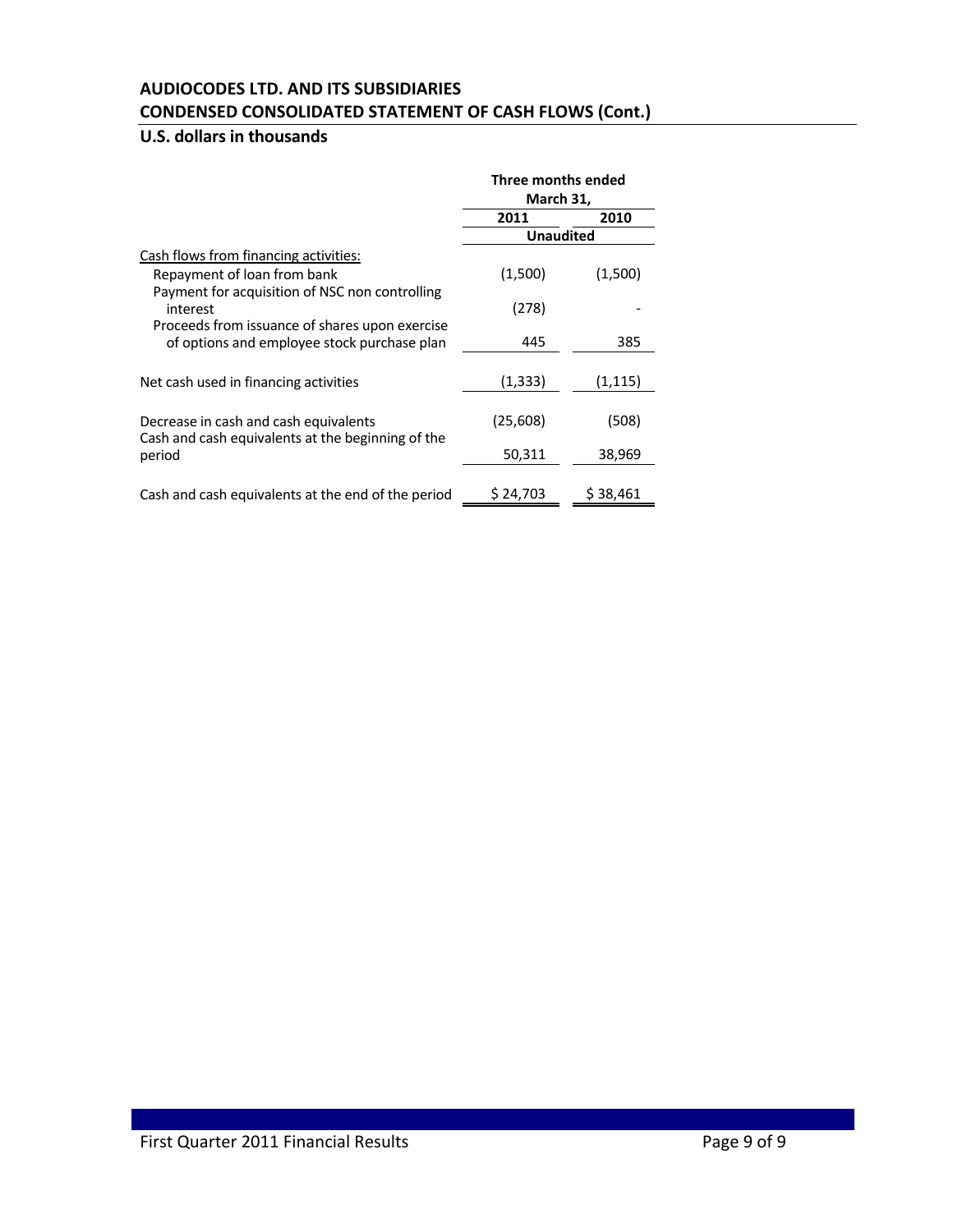**AUDIOCODES LTD. AND ITS SUBSIDIARIES**
**CONDENSED CONSOLIDATED STATEMENT OF CASH FLOWS (Cont.)**

**U.S. dollars in thousands**

| | Three months ended March 31, | |
|---|---|---|
| | 2011 | 2010 |
| | Unaudited | |
| Cash flows from financing activities: | | |
| Repayment of loan from bank | (1,500) | (1,500) |
| Payment for acquisition of NSC non controlling interest | (278) | - |
| Proceeds from issuance of shares upon exercise of options and employee stock purchase plan | 445 | 385 |
| Net cash used in financing activities | (1,333) | (1,115) |
| Decrease in cash and cash equivalents | (25,608) | (508) |
| Cash and cash equivalents at the beginning of the period | 50,311 | 38,969 |
| Cash and cash equivalents at the end of the period | $ 24,703 | $ 38,461 |